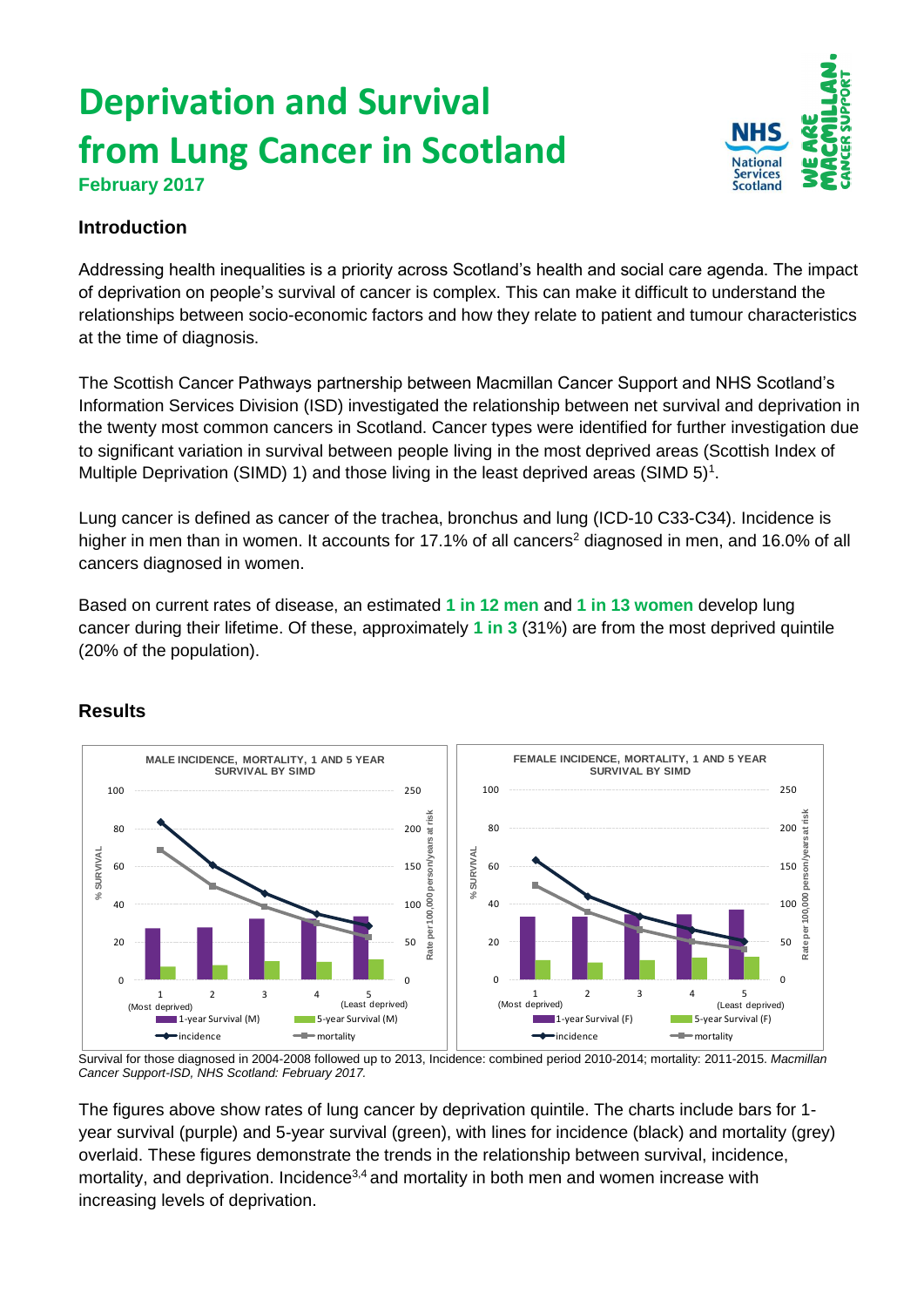# Deprivation and Survival from Lung Cancer in Scotland

**February 2017**

## Introduction

Addressing health inequalities is a priority across Scotland's health and social care agenda. The impact of deprivation on people's survival of cancer is complex. This can make it difficult to understand the relationships between socio-economic factors and how they relate to patient and tumour characteristics at the time of diagnosis.

The Scottish Cancer Pathways partnership between Macmillan Cancer Support and NHS Scotland's Information Services Division (ISD) investigated the relationship between net survival and deprivation in the twenty most common cancers in Scotland. Cancer types were identified for further investigation due to significant variation in survival between people living in the most deprived areas (Scottish Index of Multiple Deprivation (SIMD) 1) and those living in the least deprived areas (SIMD 5)[1].

Lung cancer is defined as cancer of the trachea, bronchus and lung (ICD-10 C33-C34). Incidence is higher in men than in women. It accounts for 17.1% of all cancers[2] diagnosed in men, and 16.0% of all cancers diagnosed in women.

Based on current rates of disease, an estimated **1 in 12 men** and **1 in 13 women** develop lung cancer during their lifetime. Of these, approximately **1 in 3** (31%) are from the most deprived quintile (20% of the population).

## Results

*Survival for those diagnosed in 2004-2008 followed up to 2013, Incidence: combined period 2010-2014; mortality: 2011-2015. Macmillan Cancer Support-ISD, NHS Scotland: February 2017.*

The figures above show rates of lung cancer by deprivation quintile. The charts include bars for 1-year survival (purple) and 5-year survival (green), with lines for incidence (black) and mortality (grey) overlaid. These figures demonstrate the trends in the relationship between survival, incidence, mortality, and deprivation. Incidence[3,4] and mortality in both men and women increase with increasing levels of deprivation.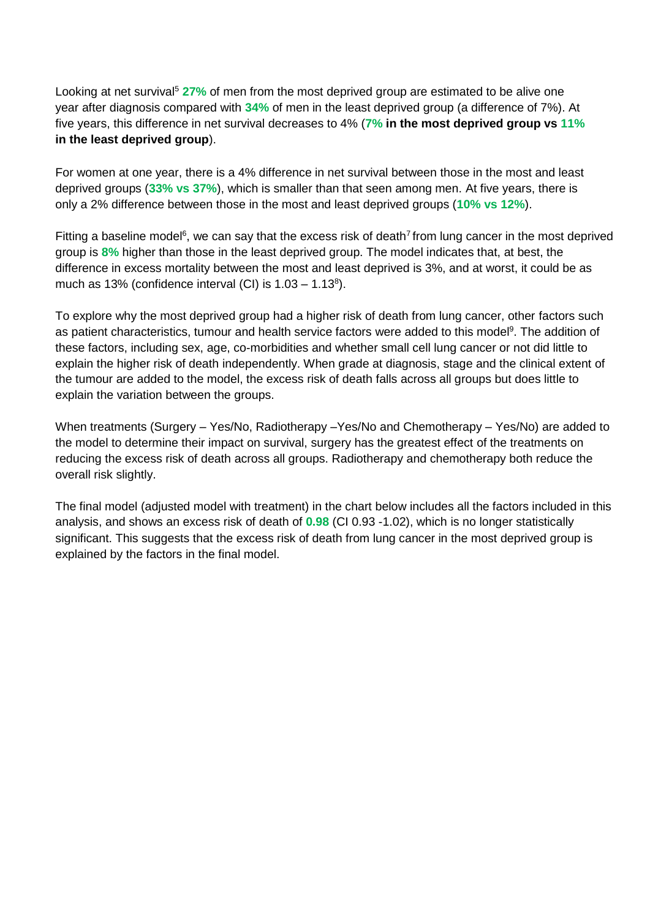Looking at net survival[5] **27%** of men from the most deprived group are estimated to be alive one year after diagnosis compared with **34%** of men in the least deprived group (a difference of 7%). At five years, this difference in net survival decreases to 4% (**7% in the most deprived group vs 11% in the least deprived group**).

For women at one year, there is a 4% difference in net survival between those in the most and least deprived groups (**33% vs 37%**), which is smaller than that seen among men. At five years, there is only a 2% difference between those in the most and least deprived groups (**10% vs 12%**).

Fitting a baseline model[6], we can say that the excess risk of death[7] from lung cancer in the most deprived group is **8%** higher than those in the least deprived group. The model indicates that, at best, the difference in excess mortality between the most and least deprived is 3%, and at worst, it could be as much as 13% (confidence interval (CI) is 1.03 – 1.13[8]).

To explore why the most deprived group had a higher risk of death from lung cancer, other factors such as patient characteristics, tumour and health service factors were added to this model[9]. The addition of these factors, including sex, age, co-morbidities and whether small cell lung cancer or not did little to explain the higher risk of death independently. When grade at diagnosis, stage and the clinical extent of the tumour are added to the model, the excess risk of death falls across all groups but does little to explain the variation between the groups.

When treatments (Surgery – Yes/No, Radiotherapy –Yes/No and Chemotherapy – Yes/No) are added to the model to determine their impact on survival, surgery has the greatest effect of the treatments on reducing the excess risk of death across all groups. Radiotherapy and chemotherapy both reduce the overall risk slightly.

The final model (adjusted model with treatment) in the chart below includes all the factors included in this analysis, and shows an excess risk of death of **0.98** (CI 0.93 -1.02), which is no longer statistically significant. This suggests that the excess risk of death from lung cancer in the most deprived group is explained by the factors in the final model.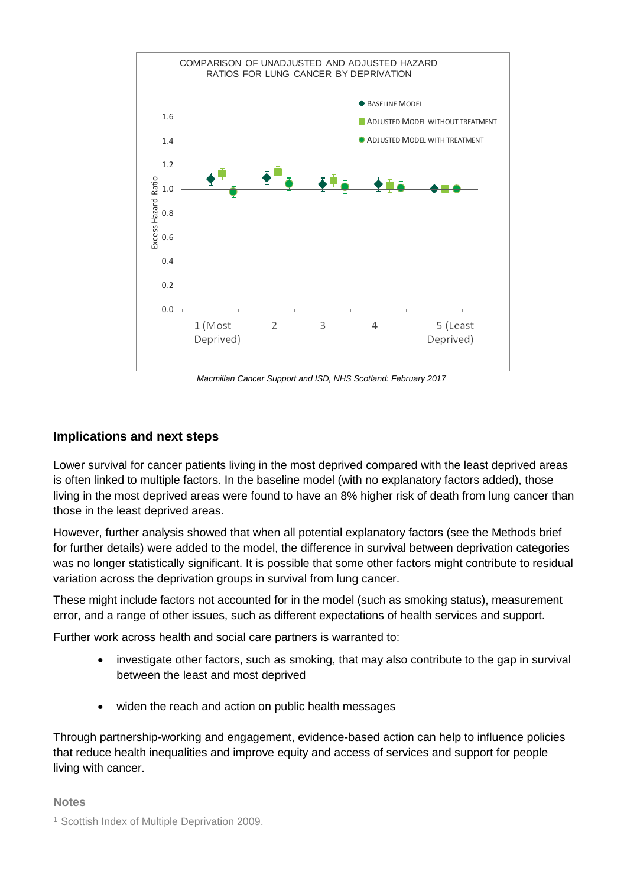COMPARISON OF UNADJUSTED AND ADJUSTED HAZARD RATIOS FOR LUNG CANCER BY DEPRIVATION

*Macmillan Cancer Support and ISD, NHS Scotland: February 2017*

## Implications and next steps

Lower survival for cancer patients living in the most deprived compared with the least deprived areas is often linked to multiple factors. In the baseline model (with no explanatory factors added), those living in the most deprived areas were found to have an 8% higher risk of death from lung cancer than those in the least deprived areas.

However, further analysis showed that when all potential explanatory factors (see the Methods brief for further details) were added to the model, the difference in survival between deprivation categories was no longer statistically significant. It is possible that some other factors might contribute to residual variation across the deprivation groups in survival from lung cancer.

These might include factors not accounted for in the model (such as smoking status), measurement error, and a range of other issues, such as different expectations of health services and support.

Further work across health and social care partners is warranted to:

- investigate other factors, such as smoking, that may also contribute to the gap in survival between the least and most deprived
- widen the reach and action on public health messages

Through partnership-working and engagement, evidence-based action can help to influence policies that reduce health inequalities and improve equity and access of services and support for people living with cancer.

**Notes**

[1] Scottish Index of Multiple Deprivation 2009.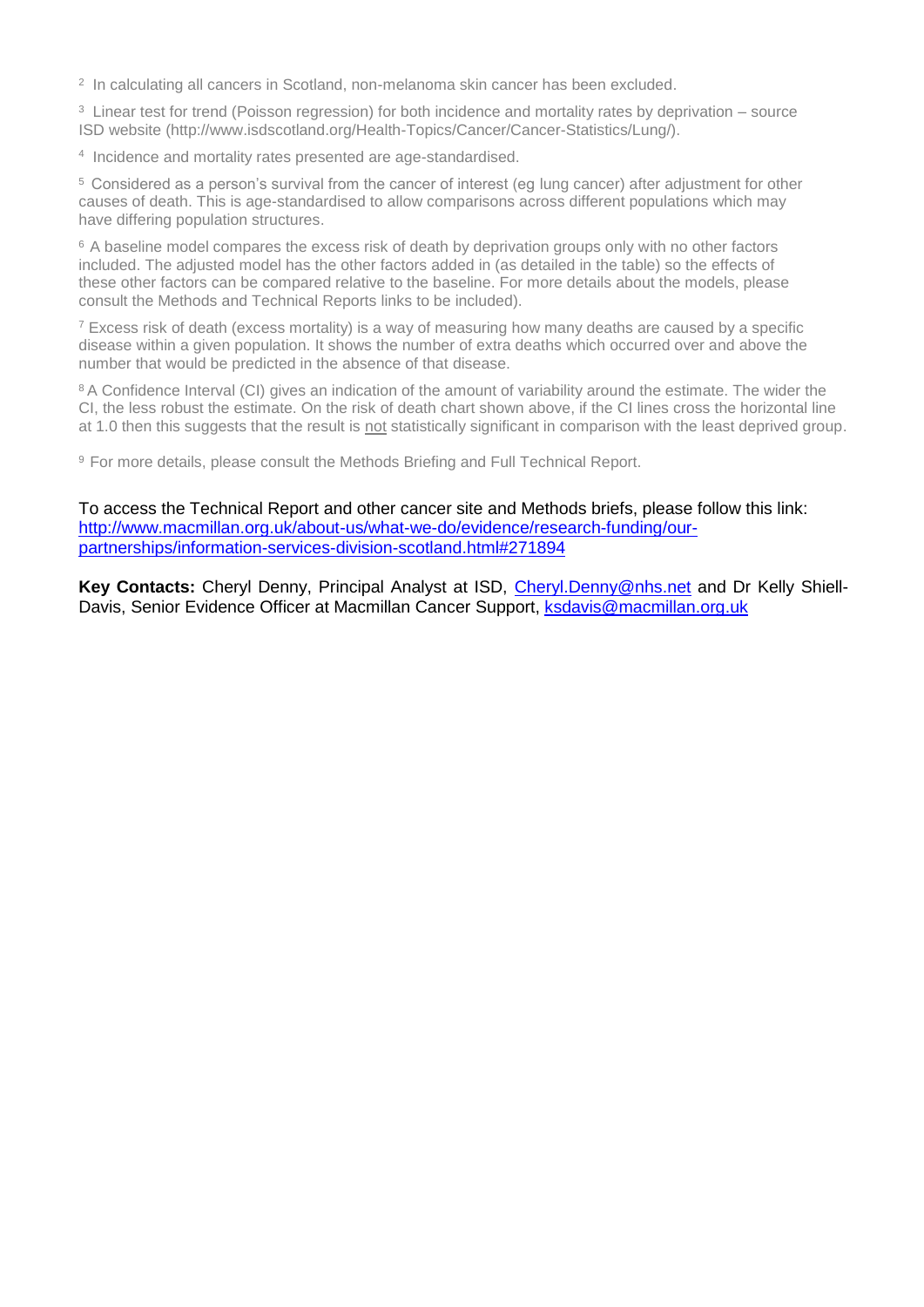[2] In calculating all cancers in Scotland, non-melanoma skin cancer has been excluded.

[3] Linear test for trend (Poisson regression) for both incidence and mortality rates by deprivation – source ISD website (http://www.isdscotland.org/Health-Topics/Cancer/Cancer-Statistics/Lung/).

[4] Incidence and mortality rates presented are age-standardised.

[5] Considered as a person's survival from the cancer of interest (eg lung cancer) after adjustment for other causes of death. This is age-standardised to allow comparisons across different populations which may have differing population structures.

[6] A baseline model compares the excess risk of death by deprivation groups only with no other factors included. The adjusted model has the other factors added in (as detailed in the table) so the effects of these other factors can be compared relative to the baseline. For more details about the models, please consult the Methods and Technical Reports links to be included).

[7] Excess risk of death (excess mortality) is a way of measuring how many deaths are caused by a specific disease within a given population. It shows the number of extra deaths which occurred over and above the number that would be predicted in the absence of that disease.

[8] A Confidence Interval (CI) gives an indication of the amount of variability around the estimate. The wider the CI, the less robust the estimate. On the risk of death chart shown above, if the CI lines cross the horizontal line at 1.0 then this suggests that the result is not statistically significant in comparison with the least deprived group.

[9] For more details, please consult the Methods Briefing and Full Technical Report.

To access the Technical Report and other cancer site and Methods briefs, please follow this link: http://www.macmillan.org.uk/about-us/what-we-do/evidence/research-funding/our-partnerships/information-services-division-scotland.html#271894

**Key Contacts:** Cheryl Denny, Principal Analyst at ISD, Cheryl.Denny@nhs.net and Dr Kelly Shiell-Davis, Senior Evidence Officer at Macmillan Cancer Support, ksdavis@macmillan.org.uk